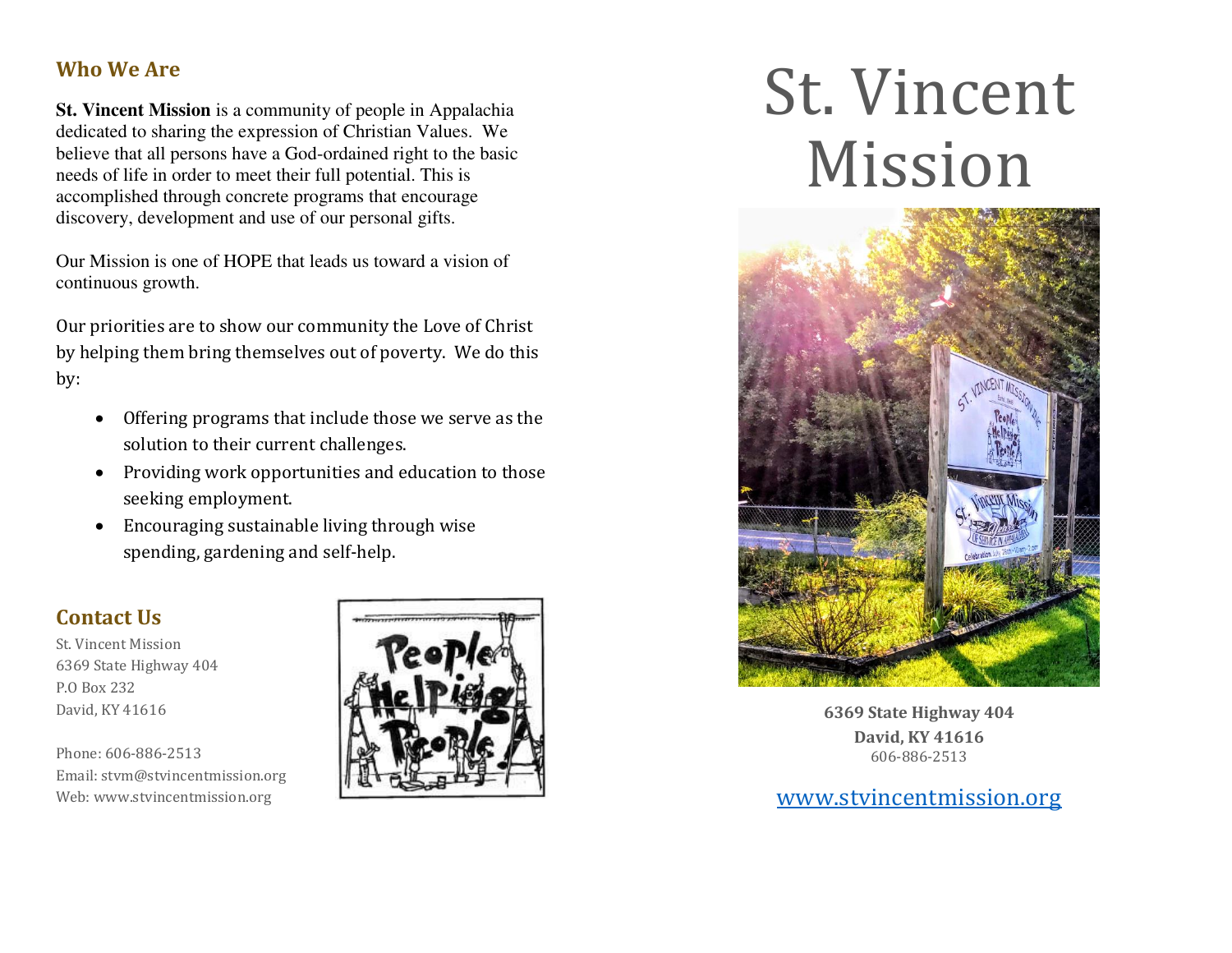## Who We Are

**St. Vincent Mission** is a community of people in Appalachia dedicated to sharing the expression of Christian Values. We believe that all persons have a God-ordained right to the basic needs of life in order to meet their full potential. This is accomplished through concrete programs that encourage discovery, development and use of our personal gifts.

Our Mission is one of HOPE that leads us toward a vision of continuous growth.

Our priorities are to show our community the Love of Christ by helping them bring themselves out of poverty. We do this by:

- Offering programs that include those we serve as the solution to their current challenges.
- Providing work opportunities and education to those seeking employment.
- Encouraging sustainable living through wise spending, gardening and self-help.

## Contact Us

St. Vincent Mission
6369 State Highway 404
P.O Box 232
David, KY 41616

Phone: 606-886-2513
Email: stvm@stvincentmission.org
Web: www.stvincentmission.org

# St. Vincent Mission

**6369 State Highway 404**
**David, KY 41616**
606-886-2513

www.stvincentmission.org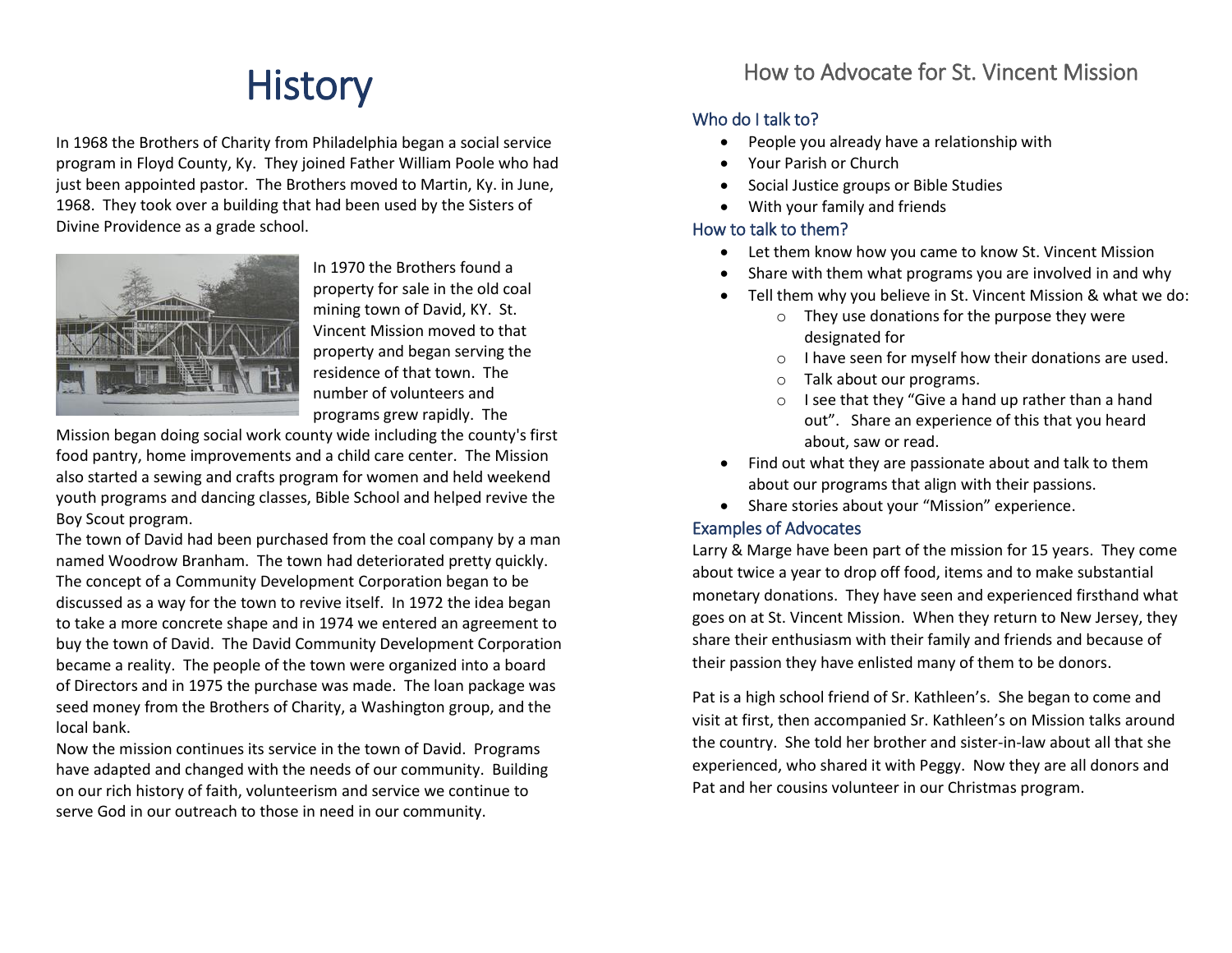# History

In 1968 the Brothers of Charity from Philadelphia began a social service program in Floyd County, Ky. They joined Father William Poole who had just been appointed pastor. The Brothers moved to Martin, Ky. in June, 1968. They took over a building that had been used by the Sisters of Divine Providence as a grade school.

In 1970 the Brothers found a property for sale in the old coal mining town of David, KY. St. Vincent Mission moved to that property and began serving the residence of that town. The number of volunteers and programs grew rapidly. The Mission began doing social work county wide including the county's first food pantry, home improvements and a child care center. The Mission also started a sewing and crafts program for women and held weekend youth programs and dancing classes, Bible School and helped revive the Boy Scout program.

The town of David had been purchased from the coal company by a man named Woodrow Branham. The town had deteriorated pretty quickly. The concept of a Community Development Corporation began to be discussed as a way for the town to revive itself. In 1972 the idea began to take a more concrete shape and in 1974 we entered an agreement to buy the town of David. The David Community Development Corporation became a reality. The people of the town were organized into a board of Directors and in 1975 the purchase was made. The loan package was seed money from the Brothers of Charity, a Washington group, and the local bank.

Now the mission continues its service in the town of David. Programs have adapted and changed with the needs of our community. Building on our rich history of faith, volunteerism and service we continue to serve God in our outreach to those in need in our community.

## How to Advocate for St. Vincent Mission

### Who do I talk to?

- People you already have a relationship with
- Your Parish or Church
- Social Justice groups or Bible Studies
- With your family and friends

### How to talk to them?

- Let them know how you came to know St. Vincent Mission
- Share with them what programs you are involved in and why
- Tell them why you believe in St. Vincent Mission & what we do:
  - They use donations for the purpose they were designated for
  - I have seen for myself how their donations are used.
  - Talk about our programs.
  - I see that they "Give a hand up rather than a hand out". Share an experience of this that you heard about, saw or read.
- Find out what they are passionate about and talk to them about our programs that align with their passions.
- Share stories about your "Mission" experience.

### Examples of Advocates

Larry & Marge have been part of the mission for 15 years. They come about twice a year to drop off food, items and to make substantial monetary donations. They have seen and experienced firsthand what goes on at St. Vincent Mission. When they return to New Jersey, they share their enthusiasm with their family and friends and because of their passion they have enlisted many of them to be donors.

Pat is a high school friend of Sr. Kathleen's. She began to come and visit at first, then accompanied Sr. Kathleen's on Mission talks around the country. She told her brother and sister-in-law about all that she experienced, who shared it with Peggy. Now they are all donors and Pat and her cousins volunteer in our Christmas program.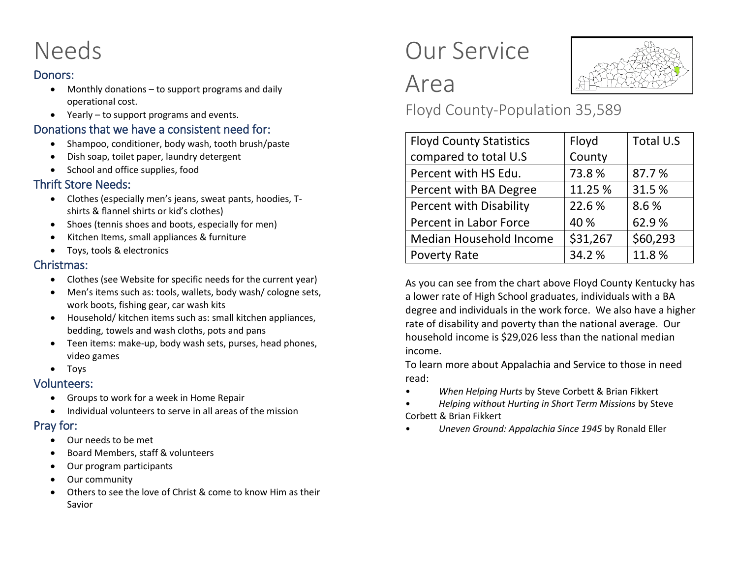# Needs

## Donors:

- Monthly donations – to support programs and daily operational cost.
- Yearly – to support programs and events.

## Donations that we have a consistent need for:

- Shampoo, conditioner, body wash, tooth brush/paste
- Dish soap, toilet paper, laundry detergent
- School and office supplies, food

## Thrift Store Needs:

- Clothes (especially men's jeans, sweat pants, hoodies, T-shirts & flannel shirts or kid's clothes)
- Shoes (tennis shoes and boots, especially for men)
- Kitchen Items, small appliances & furniture
- Toys, tools & electronics

## Christmas:

- Clothes (see Website for specific needs for the current year)
- Men's items such as: tools, wallets, body wash/ cologne sets, work boots, fishing gear, car wash kits
- Household/ kitchen items such as: small kitchen appliances, bedding, towels and wash cloths, pots and pans
- Teen items: make-up, body wash sets, purses, head phones, video games
- Toys

## Volunteers:

- Groups to work for a week in Home Repair
- Individual volunteers to serve in all areas of the mission

## Pray for:

- Our needs to be met
- Board Members, staff & volunteers
- Our program participants
- Our community
- Others to see the love of Christ & come to know Him as their Savior

# Our Service Area

## Floyd County-Population 35,589

| Floyd County Statistics compared to total U.S | Floyd County | Total U.S |
|---|---|---|
| Percent with HS Edu. | 73.8 % | 87.7 % |
| Percent with BA Degree | 11.25 % | 31.5 % |
| Percent with Disability | 22.6 % | 8.6 % |
| Percent in Labor Force | 40 % | 62.9 % |
| Median Household Income | $31,267 | $60,293 |
| Poverty Rate | 34.2 % | 11.8 % |

As you can see from the chart above Floyd County Kentucky has a lower rate of High School graduates, individuals with a BA degree and individuals in the work force. We also have a higher rate of disability and poverty than the national average. Our household income is $29,026 less than the national median income.

To learn more about Appalachia and Service to those in need read:

- *When Helping Hurts* by Steve Corbett & Brian Fikkert
- *Helping without Hurting in Short Term Missions* by Steve Corbett & Brian Fikkert
- *Uneven Ground: Appalachia Since 1945* by Ronald Eller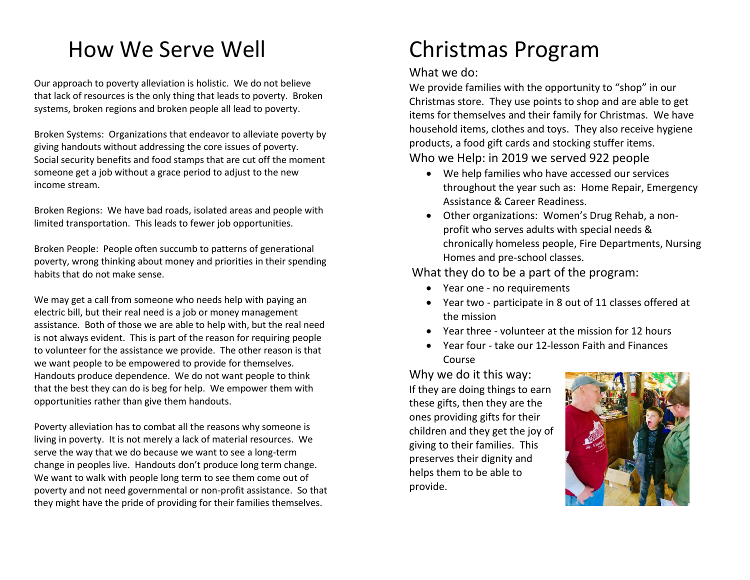# How We Serve Well

Our approach to poverty alleviation is holistic. We do not believe that lack of resources is the only thing that leads to poverty. Broken systems, broken regions and broken people all lead to poverty.

Broken Systems: Organizations that endeavor to alleviate poverty by giving handouts without addressing the core issues of poverty. Social security benefits and food stamps that are cut off the moment someone get a job without a grace period to adjust to the new income stream.

Broken Regions: We have bad roads, isolated areas and people with limited transportation. This leads to fewer job opportunities.

Broken People: People often succumb to patterns of generational poverty, wrong thinking about money and priorities in their spending habits that do not make sense.

We may get a call from someone who needs help with paying an electric bill, but their real need is a job or money management assistance. Both of those we are able to help with, but the real need is not always evident. This is part of the reason for requiring people to volunteer for the assistance we provide. The other reason is that we want people to be empowered to provide for themselves. Handouts produce dependence. We do not want people to think that the best they can do is beg for help. We empower them with opportunities rather than give them handouts.

Poverty alleviation has to combat all the reasons why someone is living in poverty. It is not merely a lack of material resources. We serve the way that we do because we want to see a long-term change in peoples live. Handouts don't produce long term change. We want to walk with people long term to see them come out of poverty and not need governmental or non-profit assistance. So that they might have the pride of providing for their families themselves.

# Christmas Program

## What we do:

We provide families with the opportunity to "shop" in our Christmas store. They use points to shop and are able to get items for themselves and their family for Christmas. We have household items, clothes and toys. They also receive hygiene products, a food gift cards and stocking stuffer items.

## Who we Help: in 2019 we served 922 people

- We help families who have accessed our services throughout the year such as: Home Repair, Emergency Assistance & Career Readiness.
- Other organizations: Women's Drug Rehab, a non-profit who serves adults with special needs & chronically homeless people, Fire Departments, Nursing Homes and pre-school classes.

## What they do to be a part of the program:

- Year one - no requirements
- Year two - participate in 8 out of 11 classes offered at the mission
- Year three - volunteer at the mission for 12 hours
- Year four - take our 12-lesson Faith and Finances Course

## Why we do it this way:

If they are doing things to earn these gifts, then they are the ones providing gifts for their children and they get the joy of giving to their families. This preserves their dignity and helps them to be able to provide.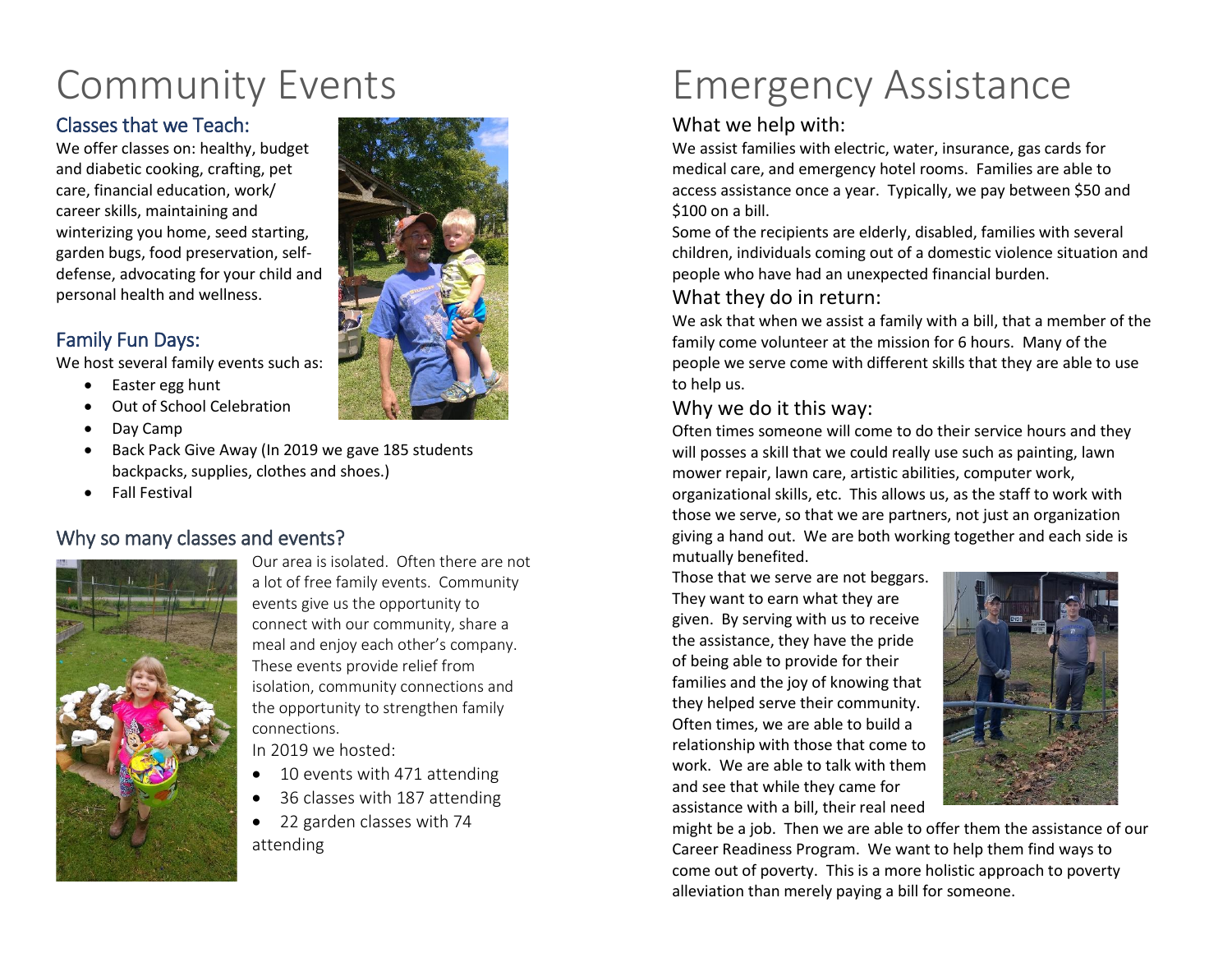# Community Events

## Classes that we Teach:

We offer classes on: healthy, budget and diabetic cooking, crafting, pet care, financial education, work/ career skills, maintaining and winterizing you home, seed starting, garden bugs, food preservation, self-defense, advocating for your child and personal health and wellness.

## Family Fun Days:

We host several family events such as:

- Easter egg hunt
- Out of School Celebration
- Day Camp
- Back Pack Give Away (In 2019 we gave 185 students backpacks, supplies, clothes and shoes.)
- Fall Festival

## Why so many classes and events?

Our area is isolated. Often there are not a lot of free family events. Community events give us the opportunity to connect with our community, share a meal and enjoy each other's company. These events provide relief from isolation, community connections and the opportunity to strengthen family connections.

In 2019 we hosted:

- 10 events with 471 attending
- 36 classes with 187 attending
- 22 garden classes with 74 attending

# Emergency Assistance

## What we help with:

We assist families with electric, water, insurance, gas cards for medical care, and emergency hotel rooms. Families are able to access assistance once a year. Typically, we pay between $50 and $100 on a bill.

Some of the recipients are elderly, disabled, families with several children, individuals coming out of a domestic violence situation and people who have had an unexpected financial burden.

## What they do in return:

We ask that when we assist a family with a bill, that a member of the family come volunteer at the mission for 6 hours. Many of the people we serve come with different skills that they are able to use to help us.

## Why we do it this way:

Often times someone will come to do their service hours and they will posses a skill that we could really use such as painting, lawn mower repair, lawn care, artistic abilities, computer work, organizational skills, etc. This allows us, as the staff to work with those we serve, so that we are partners, not just an organization giving a hand out. We are both working together and each side is mutually benefited.

Those that we serve are not beggars. They want to earn what they are given. By serving with us to receive the assistance, they have the pride of being able to provide for their families and the joy of knowing that they helped serve their community. Often times, we are able to build a relationship with those that come to work. We are able to talk with them and see that while they came for assistance with a bill, their real need might be a job. Then we are able to offer them the assistance of our Career Readiness Program. We want to help them find ways to come out of poverty. This is a more holistic approach to poverty alleviation than merely paying a bill for someone.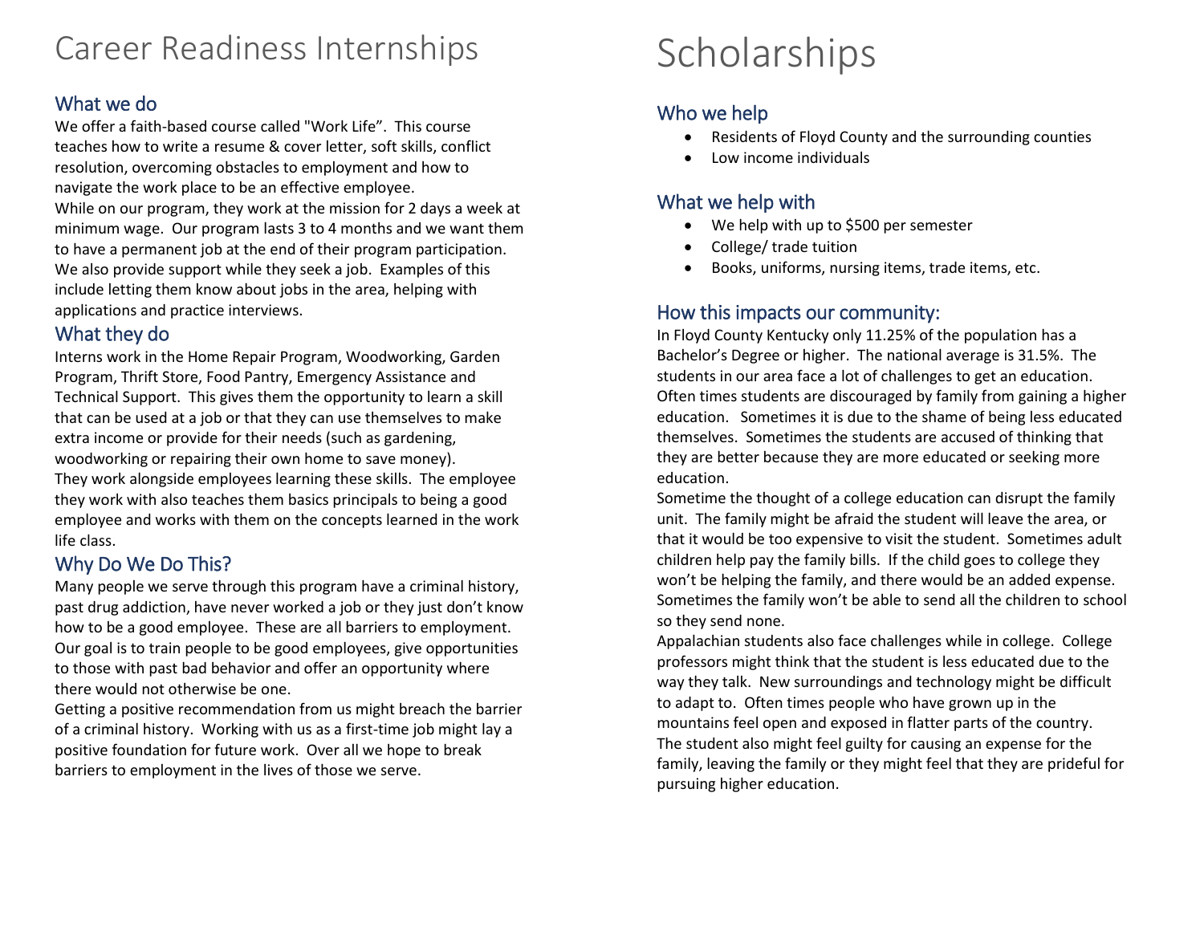# Career Readiness Internships

## What we do

We offer a faith-based course called "Work Life". This course teaches how to write a resume & cover letter, soft skills, conflict resolution, overcoming obstacles to employment and how to navigate the work place to be an effective employee.
While on our program, they work at the mission for 2 days a week at minimum wage. Our program lasts 3 to 4 months and we want them to have a permanent job at the end of their program participation. We also provide support while they seek a job. Examples of this include letting them know about jobs in the area, helping with applications and practice interviews.

## What they do

Interns work in the Home Repair Program, Woodworking, Garden Program, Thrift Store, Food Pantry, Emergency Assistance and Technical Support. This gives them the opportunity to learn a skill that can be used at a job or that they can use themselves to make extra income or provide for their needs (such as gardening, woodworking or repairing their own home to save money).
They work alongside employees learning these skills. The employee they work with also teaches them basics principals to being a good employee and works with them on the concepts learned in the work life class.

## Why Do We Do This?

Many people we serve through this program have a criminal history, past drug addiction, have never worked a job or they just don't know how to be a good employee. These are all barriers to employment. Our goal is to train people to be good employees, give opportunities to those with past bad behavior and offer an opportunity where there would not otherwise be one.
Getting a positive recommendation from us might breach the barrier of a criminal history. Working with us as a first-time job might lay a positive foundation for future work. Over all we hope to break barriers to employment in the lives of those we serve.

# Scholarships

## Who we help

- Residents of Floyd County and the surrounding counties
- Low income individuals

## What we help with

- We help with up to $500 per semester
- College/ trade tuition
- Books, uniforms, nursing items, trade items, etc.

## How this impacts our community:

In Floyd County Kentucky only 11.25% of the population has a Bachelor's Degree or higher. The national average is 31.5%. The students in our area face a lot of challenges to get an education. Often times students are discouraged by family from gaining a higher education. Sometimes it is due to the shame of being less educated themselves. Sometimes the students are accused of thinking that they are better because they are more educated or seeking more education.
Sometime the thought of a college education can disrupt the family unit. The family might be afraid the student will leave the area, or that it would be too expensive to visit the student. Sometimes adult children help pay the family bills. If the child goes to college they won't be helping the family, and there would be an added expense. Sometimes the family won't be able to send all the children to school so they send none.
Appalachian students also face challenges while in college. College professors might think that the student is less educated due to the way they talk. New surroundings and technology might be difficult to adapt to. Often times people who have grown up in the mountains feel open and exposed in flatter parts of the country. The student also might feel guilty for causing an expense for the family, leaving the family or they might feel that they are prideful for pursuing higher education.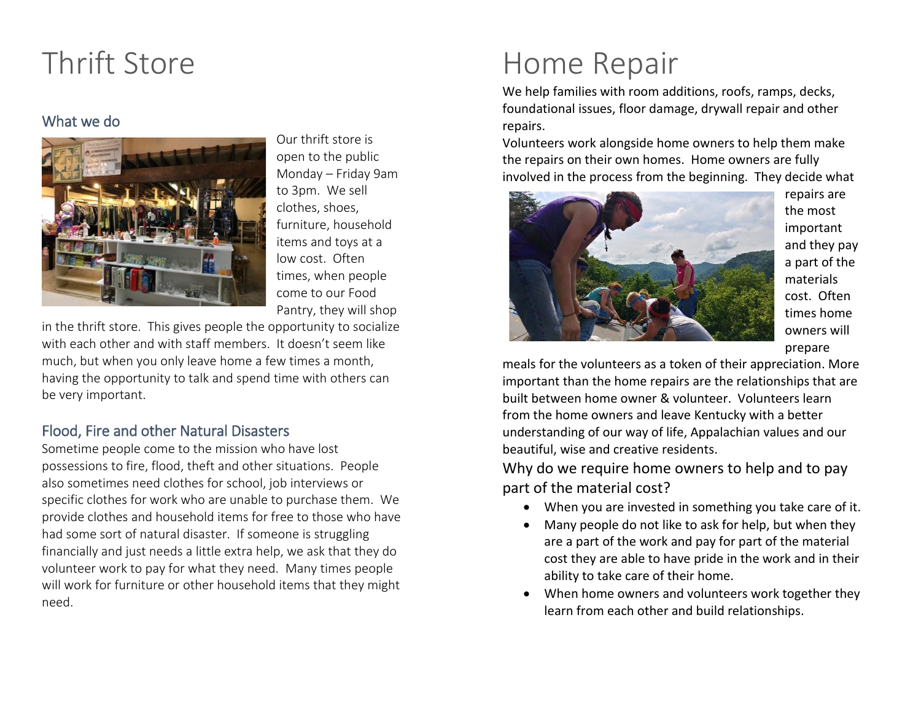# Thrift Store

## What we do

Our thrift store is open to the public Monday – Friday 9am to 3pm. We sell clothes, shoes, furniture, household items and toys at a low cost. Often times, when people come to our Food Pantry, they will shop in the thrift store. This gives people the opportunity to socialize with each other and with staff members. It doesn't seem like much, but when you only leave home a few times a month, having the opportunity to talk and spend time with others can be very important.

## Flood, Fire and other Natural Disasters

Sometime people come to the mission who have lost possessions to fire, flood, theft and other situations. People also sometimes need clothes for school, job interviews or specific clothes for work who are unable to purchase them. We provide clothes and household items for free to those who have had some sort of natural disaster. If someone is struggling financially and just needs a little extra help, we ask that they do volunteer work to pay for what they need. Many times people will work for furniture or other household items that they might need.

# Home Repair

We help families with room additions, roofs, ramps, decks, foundational issues, floor damage, drywall repair and other repairs.

Volunteers work alongside home owners to help them make the repairs on their own homes. Home owners are fully involved in the process from the beginning. They decide what repairs are the most important and they pay a part of the materials cost. Often times home owners will prepare meals for the volunteers as a token of their appreciation. More important than the home repairs are the relationships that are built between home owner & volunteer. Volunteers learn from the home owners and leave Kentucky with a better understanding of our way of life, Appalachian values and our beautiful, wise and creative residents.

### Why do we require home owners to help and to pay part of the material cost?

- When you are invested in something you take care of it.
- Many people do not like to ask for help, but when they are a part of the work and pay for part of the material cost they are able to have pride in the work and in their ability to take care of their home.
- When home owners and volunteers work together they learn from each other and build relationships.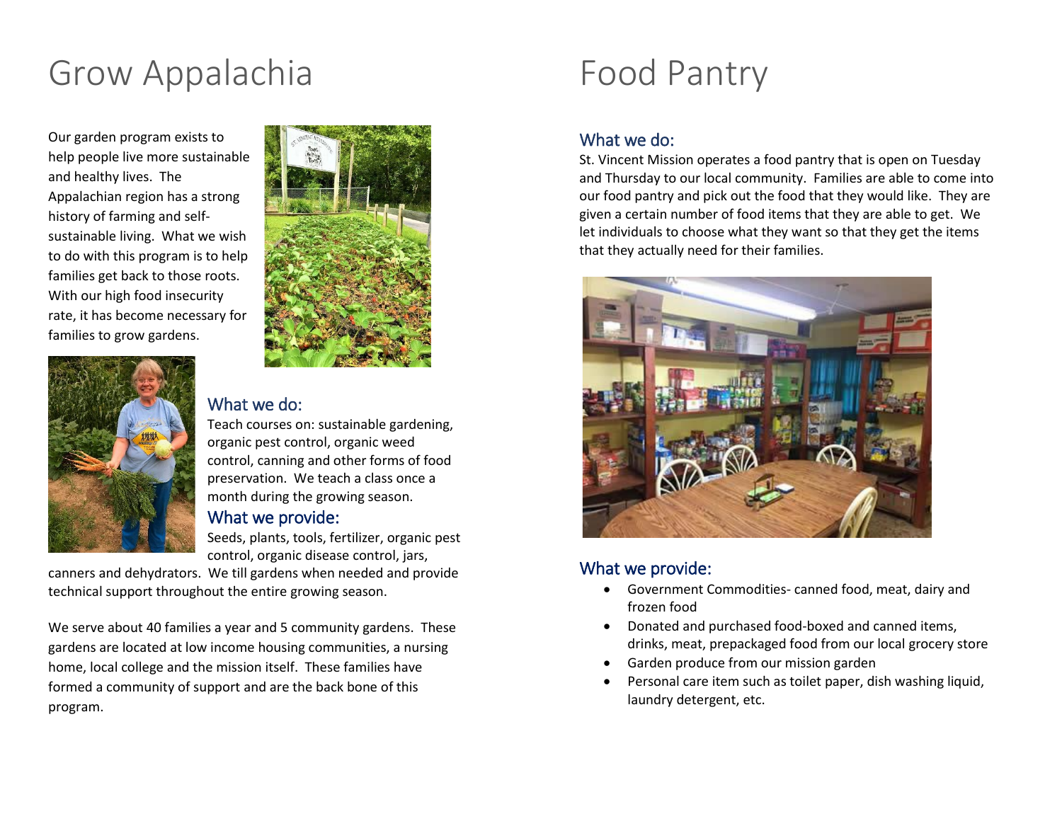# Grow Appalachia

Our garden program exists to help people live more sustainable and healthy lives. The Appalachian region has a strong history of farming and self-sustainable living. What we wish to do with this program is to help families get back to those roots. With our high food insecurity rate, it has become necessary for families to grow gardens.

## What we do:

Teach courses on: sustainable gardening, organic pest control, organic weed control, canning and other forms of food preservation. We teach a class once a month during the growing season.

## What we provide:

Seeds, plants, tools, fertilizer, organic pest control, organic disease control, jars, canners and dehydrators. We till gardens when needed and provide technical support throughout the entire growing season.

We serve about 40 families a year and 5 community gardens. These gardens are located at low income housing communities, a nursing home, local college and the mission itself. These families have formed a community of support and are the back bone of this program.

# Food Pantry

## What we do:

St. Vincent Mission operates a food pantry that is open on Tuesday and Thursday to our local community. Families are able to come into our food pantry and pick out the food that they would like. They are given a certain number of food items that they are able to get. We let individuals to choose what they want so that they get the items that they actually need for their families.

## What we provide:

- Government Commodities- canned food, meat, dairy and frozen food
- Donated and purchased food-boxed and canned items, drinks, meat, prepackaged food from our local grocery store
- Garden produce from our mission garden
- Personal care item such as toilet paper, dish washing liquid, laundry detergent, etc.